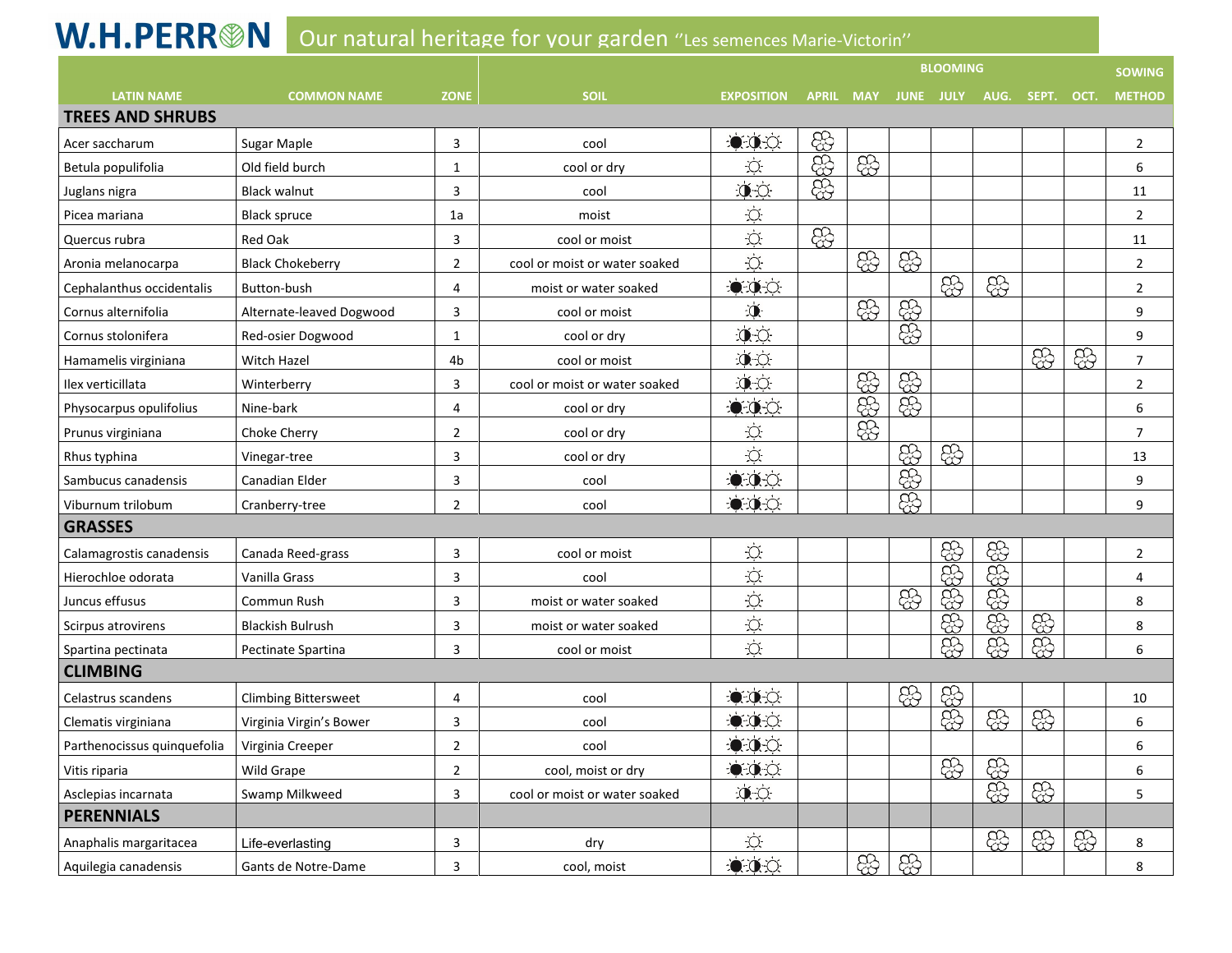# W.H.PERRON — Our natural heritage for your garden "Les semences Marie-Victorin"

| LATIN NAME | COMMON NAME | ZONE | SOIL | EXPOSITION | BLOOMING | | | | | | | SOWING |
|---|---|---|---|---|---|---|---|---|---|---|---|---|
| | | | | | APRIL | MAY | JUNE | JULY | AUG. | SEPT. | OCT. | METHOD |
| **TREES AND SHRUBS** | | | | | | | | | | | | |
| Acer saccharum | Sugar Maple | 3 | cool | ●◑☼ | ✿ | | | | | | | 2 |
| Betula populifolia | Old field burch | 1 | cool or dry | ☼ | ✿ | ✿ | | | | | | 6 |
| Juglans nigra | Black walnut | 3 | cool | ◑☼ | ✿ | | | | | | | 11 |
| Picea mariana | Black spruce | 1a | moist | ☼ | | | | | | | | 2 |
| Quercus rubra | Red Oak | 3 | cool or moist | ☼ | ✿ | | | | | | | 11 |
| Aronia melanocarpa | Black Chokeberry | 2 | cool or moist or water soaked | ☼ | | ✿ | ✿ | | | | | 2 |
| Cephalanthus occidentalis | Button-bush | 4 | moist or water soaked | ●◑☼ | | | | ✿ | ✿ | | | 2 |
| Cornus alternifolia | Alternate-leaved Dogwood | 3 | cool or moist | ◑ | | ✿ | ✿ | | | | | 9 |
| Cornus stolonifera | Red-osier Dogwood | 1 | cool or dry | ◑☼ | | | ✿ | | | | | 9 |
| Hamamelis virginiana | Witch Hazel | 4b | cool or moist | ◑☼ | | | | | | ✿ | ✿ | 7 |
| Ilex verticillata | Winterberry | 3 | cool or moist or water soaked | ◑☼ | | ✿ | ✿ | | | | | 2 |
| Physocarpus opulifolius | Nine-bark | 4 | cool or dry | ●◑☼ | | ✿ | ✿ | | | | | 6 |
| Prunus virginiana | Choke Cherry | 2 | cool or dry | ☼ | | ✿ | | | | | | 7 |
| Rhus typhina | Vinegar-tree | 3 | cool or dry | ☼ | | | ✿ | ✿ | | | | 13 |
| Sambucus canadensis | Canadian Elder | 3 | cool | ●◑☼ | | | ✿ | | | | | 9 |
| Viburnum trilobum | Cranberry-tree | 2 | cool | ●◑☼ | | | ✿ | | | | | 9 |
| **GRASSES** | | | | | | | | | | | | |
| Calamagrostis canadensis | Canada Reed-grass | 3 | cool or moist | ☼ | | | | ✿ | ✿ | | | 2 |
| Hierochloe odorata | Vanilla Grass | 3 | cool | ☼ | | | | ✿ | ✿ | | | 4 |
| Juncus effusus | Commun Rush | 3 | moist or water soaked | ☼ | | | ✿ | ✿ | ✿ | | | 8 |
| Scirpus atrovirens | Blackish Bulrush | 3 | moist or water soaked | ☼ | | | | ✿ | ✿ | ✿ | | 8 |
| Spartina pectinata | Pectinate Spartina | 3 | cool or moist | ☼ | | | | ✿ | ✿ | ✿ | | 6 |
| **CLIMBING** | | | | | | | | | | | | |
| Celastrus scandens | Climbing Bittersweet | 4 | cool | ●◑☼ | | | ✿ | ✿ | | | | 10 |
| Clematis virginiana | Virginia Virgin's Bower | 3 | cool | ●◑☼ | | | | ✿ | ✿ | ✿ | | 6 |
| Parthenocissus quinquefolia | Virginia Creeper | 2 | cool | ●◑☼ | | | | | | | | 6 |
| Vitis riparia | Wild Grape | 2 | cool, moist or dry | ●◑☼ | | | | ✿ | ✿ | | | 6 |
| Asclepias incarnata | Swamp Milkweed | 3 | cool or moist or water soaked | ◑☼ | | | | | ✿ | ✿ | | 5 |
| **PERENNIALS** | | | | | | | | | | | | |
| Anaphalis margaritacea | Life-everlasting | 3 | dry | ☼ | | | | | ✿ | ✿ | ✿ | 8 |
| Aquilegia canadensis | Gants de Notre-Dame | 3 | cool, moist | ●◑☼ | | ✿ | ✿ | | | | | 8 |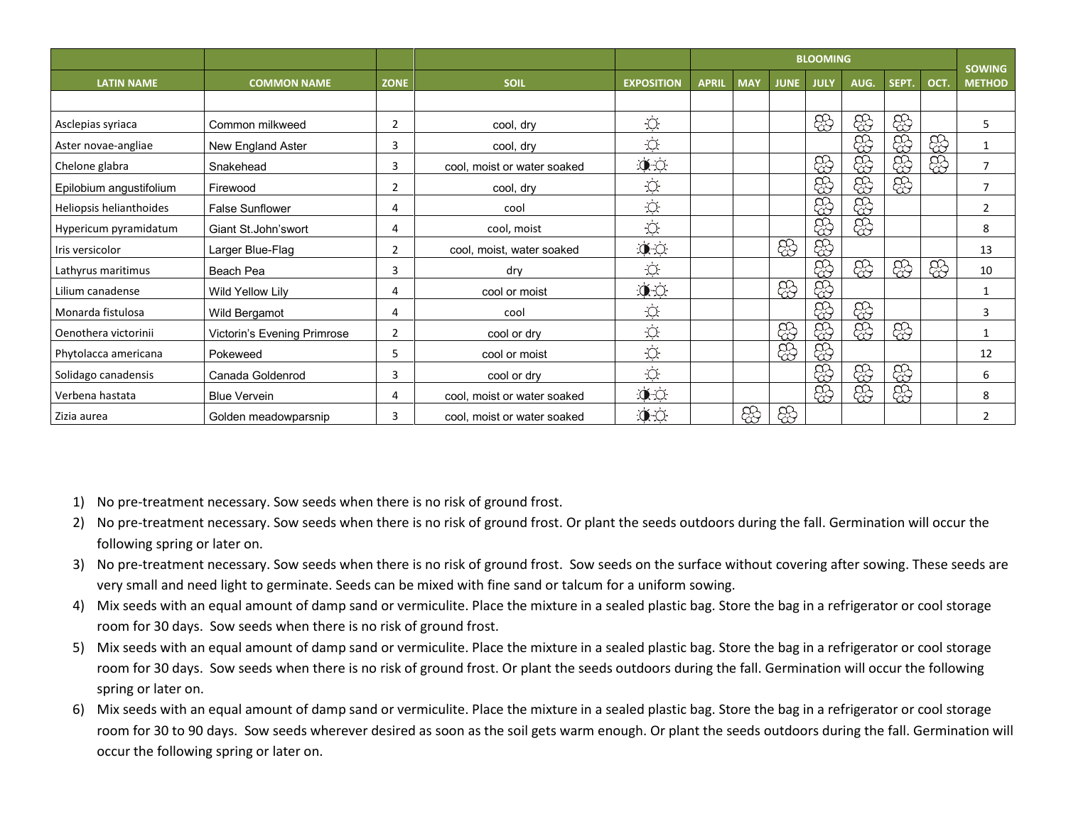| | | | | | BLOOMING | | | | | | | SOWING METHOD |
|---|---|---|---|---|---|---|---|---|---|---|---|---|
| LATIN NAME | COMMON NAME | ZONE | SOIL | EXPOSITION | APRIL | MAY | JUNE | JULY | AUG. | SEPT. | OCT. | |
| Asclepias syriaca | Common milkweed | 2 | cool, dry | ☼ | | | | ✿ | ✿ | ✿ | | 5 |
| Aster novae-angliae | New England Aster | 3 | cool, dry | ☼ | | | | | ✿ | ✿ | ✿ | 1 |
| Chelone glabra | Snakehead | 3 | cool, moist or water soaked | ◐☼ | | | | ✿ | ✿ | ✿ | ✿ | 7 |
| Epilobium angustifolium | Firewood | 2 | cool, dry | ☼ | | | | ✿ | ✿ | ✿ | | 7 |
| Heliopsis helianthoides | False Sunflower | 4 | cool | ☼ | | | | ✿ | ✿ | | | 2 |
| Hypericum pyramidatum | Giant St.John'swort | 4 | cool, moist | ☼ | | | | ✿ | ✿ | | | 8 |
| Iris versicolor | Larger Blue-Flag | 2 | cool, moist, water soaked | ◐☼ | | | ✿ | ✿ | | | | 13 |
| Lathyrus maritimus | Beach Pea | 3 | dry | ☼ | | | | ✿ | ✿ | ✿ | ✿ | 10 |
| Lilium canadense | Wild Yellow Lily | 4 | cool or moist | ◐☼ | | | ✿ | ✿ | | | | 1 |
| Monarda fistulosa | Wild Bergamot | 4 | cool | ☼ | | | | ✿ | ✿ | | | 3 |
| Oenothera victorinii | Victorin's Evening Primrose | 2 | cool or dry | ☼ | | | ✿ | ✿ | ✿ | ✿ | | 1 |
| Phytolacca americana | Pokeweed | 5 | cool or moist | ☼ | | | ✿ | ✿ | | | | 12 |
| Solidago canadensis | Canada Goldenrod | 3 | cool or dry | ☼ | | | | ✿ | ✿ | ✿ | | 6 |
| Verbena hastata | Blue Vervein | 4 | cool, moist or water soaked | ◐☼ | | | | ✿ | ✿ | ✿ | | 8 |
| Zizia aurea | Golden meadowparsnip | 3 | cool, moist or water soaked | ◐☼ | | ✿ | ✿ | | | | | 2 |

1) No pre-treatment necessary. Sow seeds when there is no risk of ground frost.
2) No pre-treatment necessary. Sow seeds when there is no risk of ground frost. Or plant the seeds outdoors during the fall. Germination will occur the following spring or later on.
3) No pre-treatment necessary. Sow seeds when there is no risk of ground frost. Sow seeds on the surface without covering after sowing. These seeds are very small and need light to germinate. Seeds can be mixed with fine sand or talcum for a uniform sowing.
4) Mix seeds with an equal amount of damp sand or vermiculite. Place the mixture in a sealed plastic bag. Store the bag in a refrigerator or cool storage room for 30 days. Sow seeds when there is no risk of ground frost.
5) Mix seeds with an equal amount of damp sand or vermiculite. Place the mixture in a sealed plastic bag. Store the bag in a refrigerator or cool storage room for 30 days. Sow seeds when there is no risk of ground frost. Or plant the seeds outdoors during the fall. Germination will occur the following spring or later on.
6) Mix seeds with an equal amount of damp sand or vermiculite. Place the mixture in a sealed plastic bag. Store the bag in a refrigerator or cool storage room for 30 to 90 days. Sow seeds wherever desired as soon as the soil gets warm enough. Or plant the seeds outdoors during the fall. Germination will occur the following spring or later on.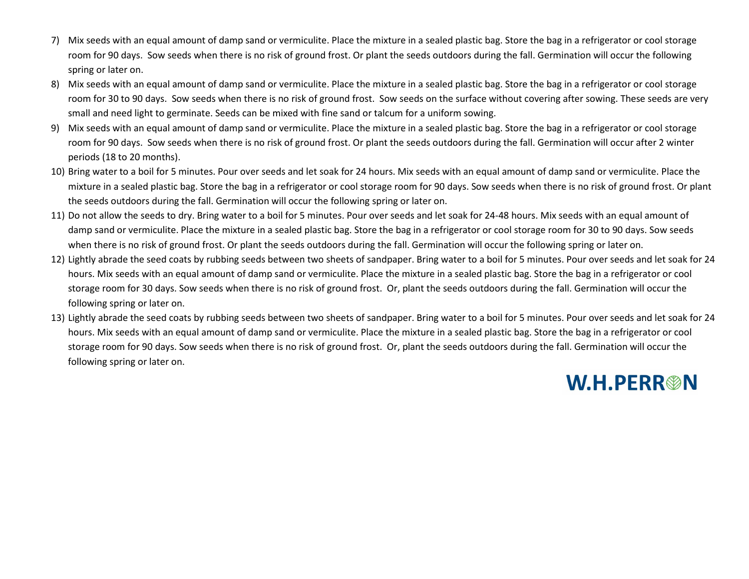7) Mix seeds with an equal amount of damp sand or vermiculite. Place the mixture in a sealed plastic bag. Store the bag in a refrigerator or cool storage room for 90 days. Sow seeds when there is no risk of ground frost. Or plant the seeds outdoors during the fall. Germination will occur the following spring or later on.
8) Mix seeds with an equal amount of damp sand or vermiculite. Place the mixture in a sealed plastic bag. Store the bag in a refrigerator or cool storage room for 30 to 90 days. Sow seeds when there is no risk of ground frost. Sow seeds on the surface without covering after sowing. These seeds are very small and need light to germinate. Seeds can be mixed with fine sand or talcum for a uniform sowing.
9) Mix seeds with an equal amount of damp sand or vermiculite. Place the mixture in a sealed plastic bag. Store the bag in a refrigerator or cool storage room for 90 days. Sow seeds when there is no risk of ground frost. Or plant the seeds outdoors during the fall. Germination will occur after 2 winter periods (18 to 20 months).
10) Bring water to a boil for 5 minutes. Pour over seeds and let soak for 24 hours. Mix seeds with an equal amount of damp sand or vermiculite. Place the mixture in a sealed plastic bag. Store the bag in a refrigerator or cool storage room for 90 days. Sow seeds when there is no risk of ground frost. Or plant the seeds outdoors during the fall. Germination will occur the following spring or later on.
11) Do not allow the seeds to dry. Bring water to a boil for 5 minutes. Pour over seeds and let soak for 24-48 hours. Mix seeds with an equal amount of damp sand or vermiculite. Place the mixture in a sealed plastic bag. Store the bag in a refrigerator or cool storage room for 30 to 90 days. Sow seeds when there is no risk of ground frost. Or plant the seeds outdoors during the fall. Germination will occur the following spring or later on.
12) Lightly abrade the seed coats by rubbing seeds between two sheets of sandpaper. Bring water to a boil for 5 minutes. Pour over seeds and let soak for 24 hours. Mix seeds with an equal amount of damp sand or vermiculite. Place the mixture in a sealed plastic bag. Store the bag in a refrigerator or cool storage room for 30 days. Sow seeds when there is no risk of ground frost. Or, plant the seeds outdoors during the fall. Germination will occur the following spring or later on.
13) Lightly abrade the seed coats by rubbing seeds between two sheets of sandpaper. Bring water to a boil for 5 minutes. Pour over seeds and let soak for 24 hours. Mix seeds with an equal amount of damp sand or vermiculite. Place the mixture in a sealed plastic bag. Store the bag in a refrigerator or cool storage room for 90 days. Sow seeds when there is no risk of ground frost. Or, plant the seeds outdoors during the fall. Germination will occur the following spring or later on.

W.H.PERRON